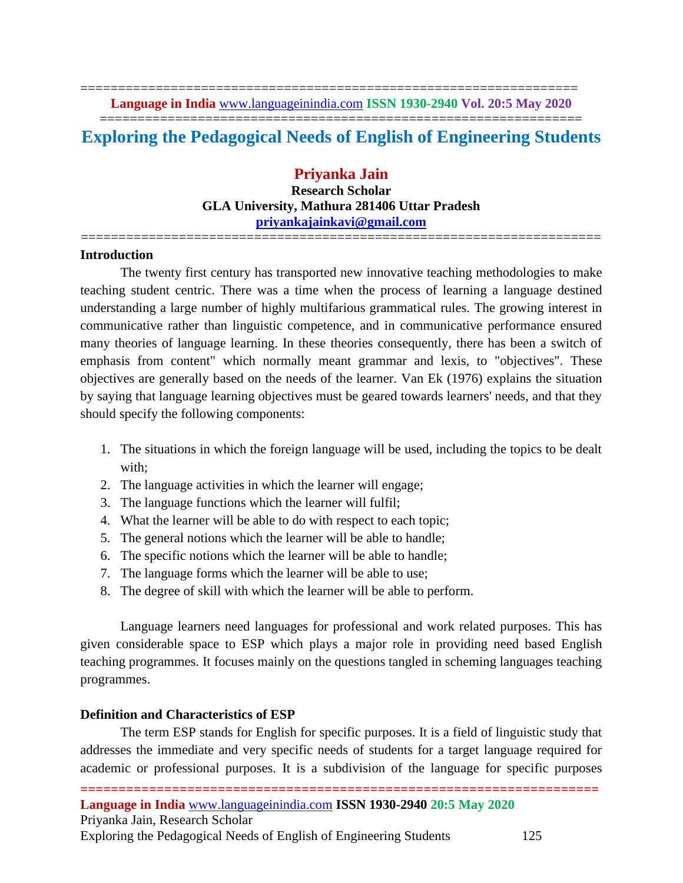# Exploring the Pedagogical Needs of English of Engineering Students

**Priyanka Jain**
**Research Scholar**
**GLA University, Mathura 281406 Uttar Pradesh**
**priyankajainkavi@gmail.com**

## Introduction

The twenty first century has transported new innovative teaching methodologies to make teaching student centric. There was a time when the process of learning a language destined understanding a large number of highly multifarious grammatical rules. The growing interest in communicative rather than linguistic competence, and in communicative performance ensured many theories of language learning. In these theories consequently, there has been a switch of emphasis from content" which normally meant grammar and lexis, to "objectives". These objectives are generally based on the needs of the learner. Van Ek (1976) explains the situation by saying that language learning objectives must be geared towards learners' needs, and that they should specify the following components:

1. The situations in which the foreign language will be used, including the topics to be dealt with;
2. The language activities in which the learner will engage;
3. The language functions which the learner will fulfil;
4. What the learner will be able to do with respect to each topic;
5. The general notions which the learner will be able to handle;
6. The specific notions which the learner will be able to handle;
7. The language forms which the learner will be able to use;
8. The degree of skill with which the learner will be able to perform.

Language learners need languages for professional and work related purposes. This has given considerable space to ESP which plays a major role in providing need based English teaching programmes. It focuses mainly on the questions tangled in scheming languages teaching programmes.

## Definition and Characteristics of ESP

The term ESP stands for English for specific purposes. It is a field of linguistic study that addresses the immediate and very specific needs of students for a target language required for academic or professional purposes. It is a subdivision of the language for specific purposes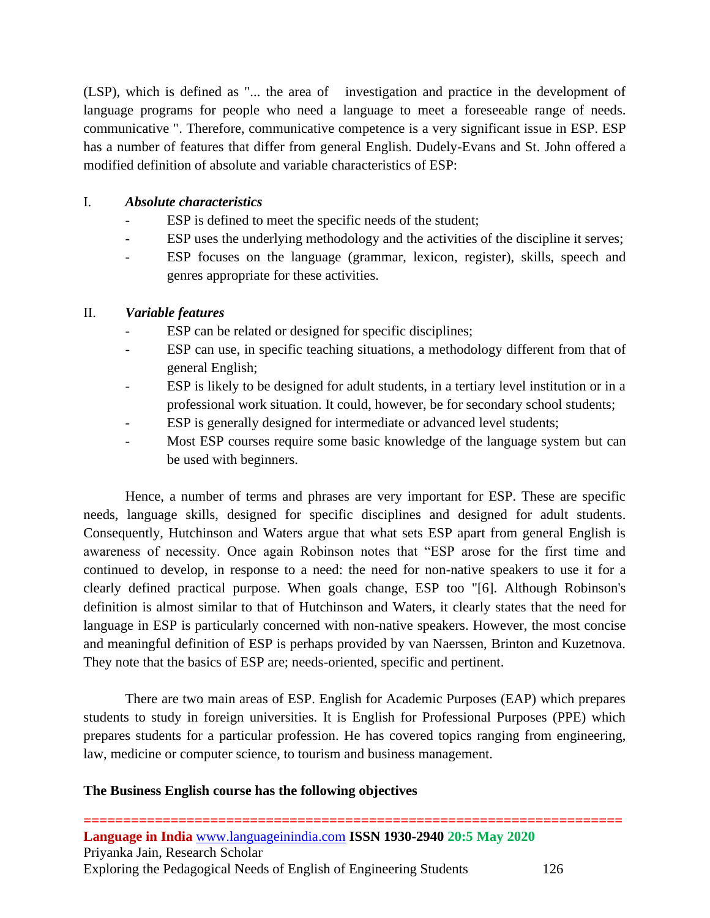(LSP), which is defined as "... the area of investigation and practice in the development of language programs for people who need a language to meet a foreseeable range of needs. communicative ". Therefore, communicative competence is a very significant issue in ESP. ESP has a number of features that differ from general English. Dudely-Evans and St. John offered a modified definition of absolute and variable characteristics of ESP:

I. ***Absolute characteristics***

- ESP is defined to meet the specific needs of the student;
- ESP uses the underlying methodology and the activities of the discipline it serves;
- ESP focuses on the language (grammar, lexicon, register), skills, speech and genres appropriate for these activities.

II. ***Variable features***

- ESP can be related or designed for specific disciplines;
- ESP can use, in specific teaching situations, a methodology different from that of general English;
- ESP is likely to be designed for adult students, in a tertiary level institution or in a professional work situation. It could, however, be for secondary school students;
- ESP is generally designed for intermediate or advanced level students;
- Most ESP courses require some basic knowledge of the language system but can be used with beginners.

Hence, a number of terms and phrases are very important for ESP. These are specific needs, language skills, designed for specific disciplines and designed for adult students. Consequently, Hutchinson and Waters argue that what sets ESP apart from general English is awareness of necessity. Once again Robinson notes that "ESP arose for the first time and continued to develop, in response to a need: the need for non-native speakers to use it for a clearly defined practical purpose. When goals change, ESP too "[6]. Although Robinson's definition is almost similar to that of Hutchinson and Waters, it clearly states that the need for language in ESP is particularly concerned with non-native speakers. However, the most concise and meaningful definition of ESP is perhaps provided by van Naerssen, Brinton and Kuzetnova. They note that the basics of ESP are; needs-oriented, specific and pertinent.

There are two main areas of ESP. English for Academic Purposes (EAP) which prepares students to study in foreign universities. It is English for Professional Purposes (PPE) which prepares students for a particular profession. He has covered topics ranging from engineering, law, medicine or computer science, to tourism and business management.

**The Business English course has the following objectives**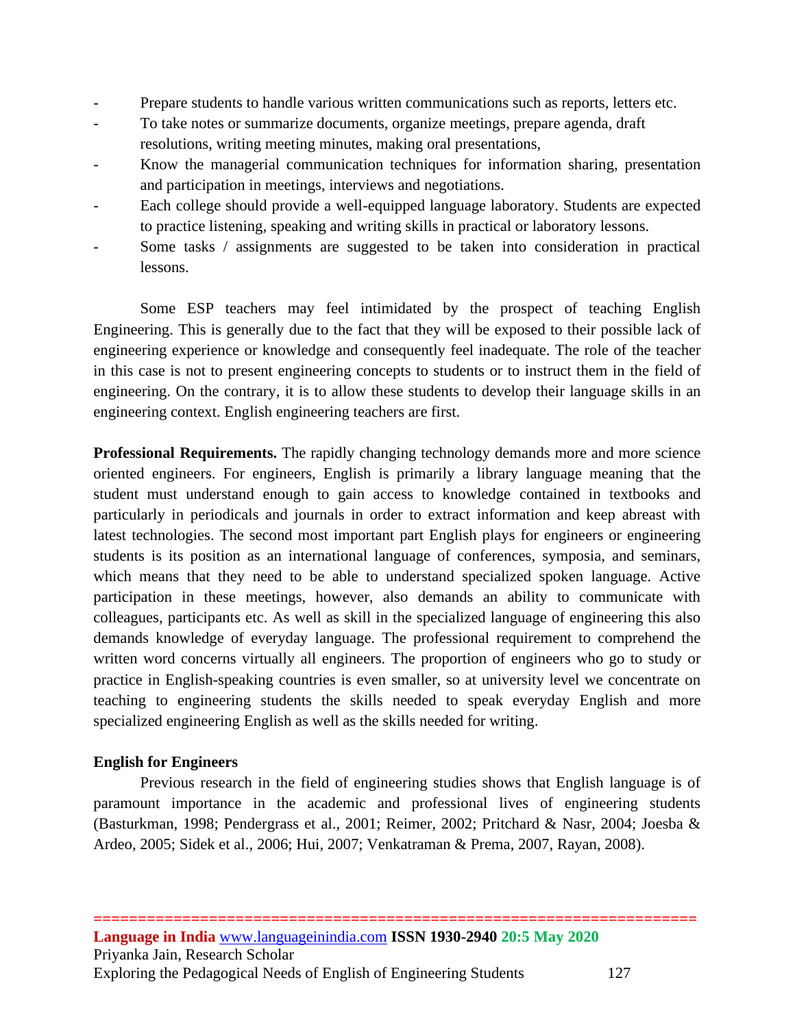- Prepare students to handle various written communications such as reports, letters etc.
- To take notes or summarize documents, organize meetings, prepare agenda, draft resolutions, writing meeting minutes, making oral presentations,
- Know the managerial communication techniques for information sharing, presentation and participation in meetings, interviews and negotiations.
- Each college should provide a well-equipped language laboratory. Students are expected to practice listening, speaking and writing skills in practical or laboratory lessons.
- Some tasks / assignments are suggested to be taken into consideration in practical lessons.

Some ESP teachers may feel intimidated by the prospect of teaching English Engineering. This is generally due to the fact that they will be exposed to their possible lack of engineering experience or knowledge and consequently feel inadequate. The role of the teacher in this case is not to present engineering concepts to students or to instruct them in the field of engineering. On the contrary, it is to allow these students to develop their language skills in an engineering context. English engineering teachers are first.

**Professional Requirements.** The rapidly changing technology demands more and more science oriented engineers. For engineers, English is primarily a library language meaning that the student must understand enough to gain access to knowledge contained in textbooks and particularly in periodicals and journals in order to extract information and keep abreast with latest technologies. The second most important part English plays for engineers or engineering students is its position as an international language of conferences, symposia, and seminars, which means that they need to be able to understand specialized spoken language. Active participation in these meetings, however, also demands an ability to communicate with colleagues, participants etc. As well as skill in the specialized language of engineering this also demands knowledge of everyday language. The professional requirement to comprehend the written word concerns virtually all engineers. The proportion of engineers who go to study or practice in English-speaking countries is even smaller, so at university level we concentrate on teaching to engineering students the skills needed to speak everyday English and more specialized engineering English as well as the skills needed for writing.

**English for Engineers**

Previous research in the field of engineering studies shows that English language is of paramount importance in the academic and professional lives of engineering students (Basturkman, 1998; Pendergrass et al., 2001; Reimer, 2002; Pritchard & Nasr, 2004; Joesba & Ardeo, 2005; Sidek et al., 2006; Hui, 2007; Venkatraman & Prema, 2007, Rayan, 2008).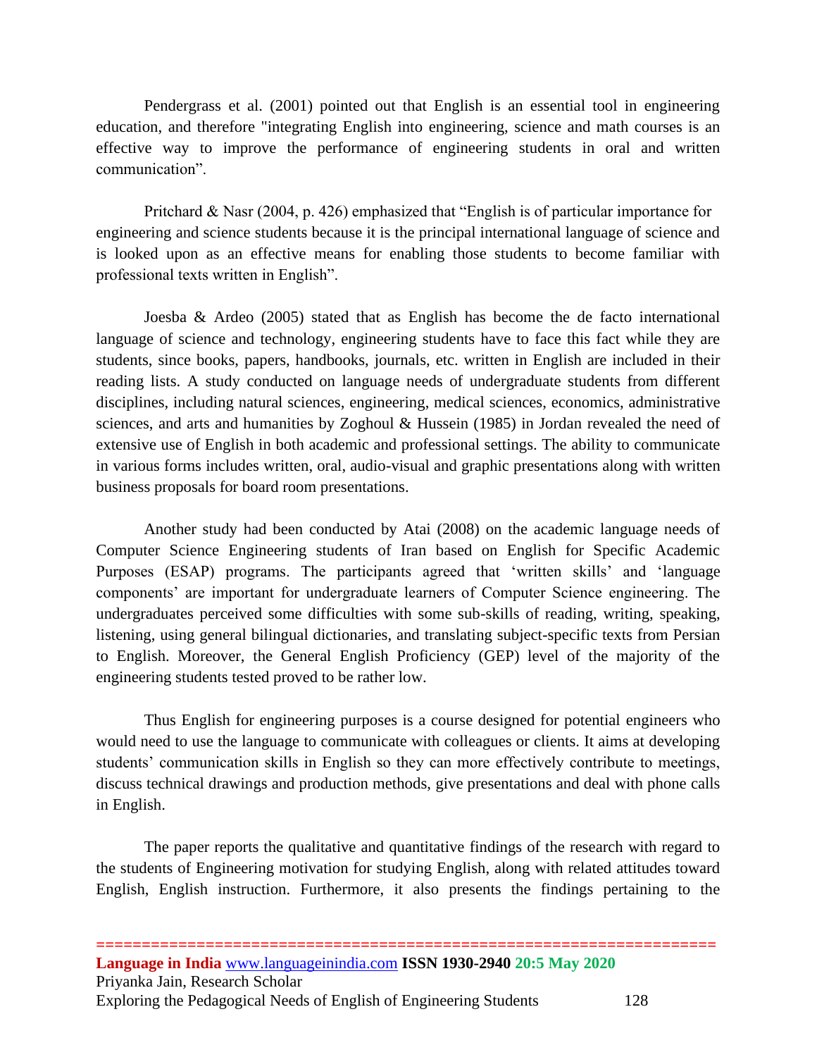Pendergrass et al. (2001) pointed out that English is an essential tool in engineering education, and therefore "integrating English into engineering, science and math courses is an effective way to improve the performance of engineering students in oral and written communication".

Pritchard & Nasr (2004, p. 426) emphasized that "English is of particular importance for engineering and science students because it is the principal international language of science and is looked upon as an effective means for enabling those students to become familiar with professional texts written in English".

Joesba & Ardeo (2005) stated that as English has become the de facto international language of science and technology, engineering students have to face this fact while they are students, since books, papers, handbooks, journals, etc. written in English are included in their reading lists. A study conducted on language needs of undergraduate students from different disciplines, including natural sciences, engineering, medical sciences, economics, administrative sciences, and arts and humanities by Zoghoul & Hussein (1985) in Jordan revealed the need of extensive use of English in both academic and professional settings. The ability to communicate in various forms includes written, oral, audio-visual and graphic presentations along with written business proposals for board room presentations.

Another study had been conducted by Atai (2008) on the academic language needs of Computer Science Engineering students of Iran based on English for Specific Academic Purposes (ESAP) programs. The participants agreed that 'written skills' and 'language components' are important for undergraduate learners of Computer Science engineering. The undergraduates perceived some difficulties with some sub-skills of reading, writing, speaking, listening, using general bilingual dictionaries, and translating subject-specific texts from Persian to English. Moreover, the General English Proficiency (GEP) level of the majority of the engineering students tested proved to be rather low.

Thus English for engineering purposes is a course designed for potential engineers who would need to use the language to communicate with colleagues or clients. It aims at developing students' communication skills in English so they can more effectively contribute to meetings, discuss technical drawings and production methods, give presentations and deal with phone calls in English.

The paper reports the qualitative and quantitative findings of the research with regard to the students of Engineering motivation for studying English, along with related attitudes toward English, English instruction. Furthermore, it also presents the findings pertaining to the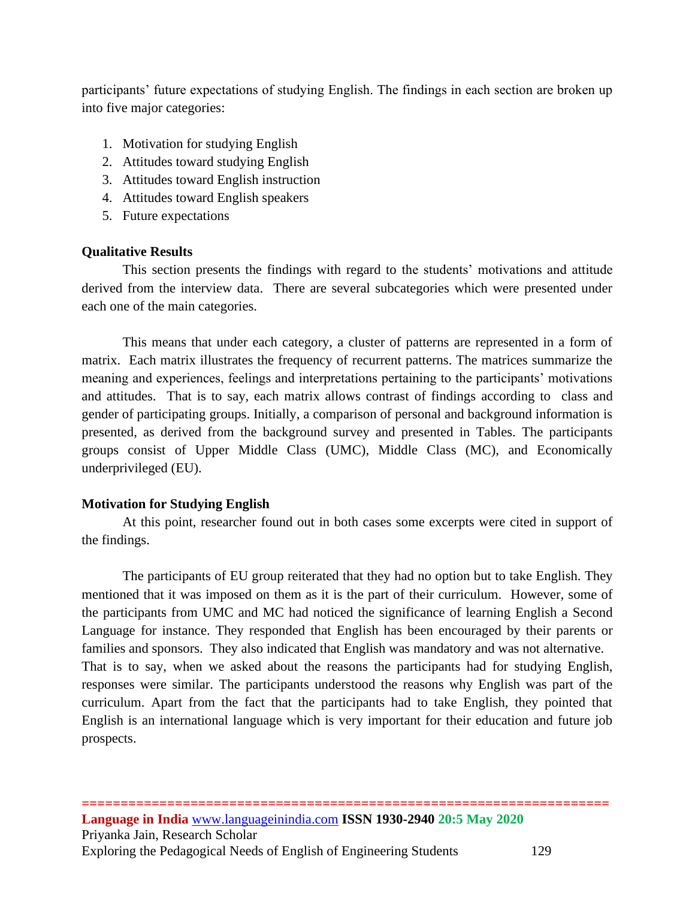participants' future expectations of studying English. The findings in each section are broken up into five major categories:

1. Motivation for studying English
2. Attitudes toward studying English
3. Attitudes toward English instruction
4. Attitudes toward English speakers
5. Future expectations

**Qualitative Results**

This section presents the findings with regard to the students' motivations and attitude derived from the interview data. There are several subcategories which were presented under each one of the main categories.

This means that under each category, a cluster of patterns are represented in a form of matrix. Each matrix illustrates the frequency of recurrent patterns. The matrices summarize the meaning and experiences, feelings and interpretations pertaining to the participants' motivations and attitudes. That is to say, each matrix allows contrast of findings according to class and gender of participating groups. Initially, a comparison of personal and background information is presented, as derived from the background survey and presented in Tables. The participants groups consist of Upper Middle Class (UMC), Middle Class (MC), and Economically underprivileged (EU).

**Motivation for Studying English**

At this point, researcher found out in both cases some excerpts were cited in support of the findings.

The participants of EU group reiterated that they had no option but to take English. They mentioned that it was imposed on them as it is the part of their curriculum. However, some of the participants from UMC and MC had noticed the significance of learning English a Second Language for instance. They responded that English has been encouraged by their parents or families and sponsors. They also indicated that English was mandatory and was not alternative. That is to say, when we asked about the reasons the participants had for studying English, responses were similar. The participants understood the reasons why English was part of the curriculum. Apart from the fact that the participants had to take English, they pointed that English is an international language which is very important for their education and future job prospects.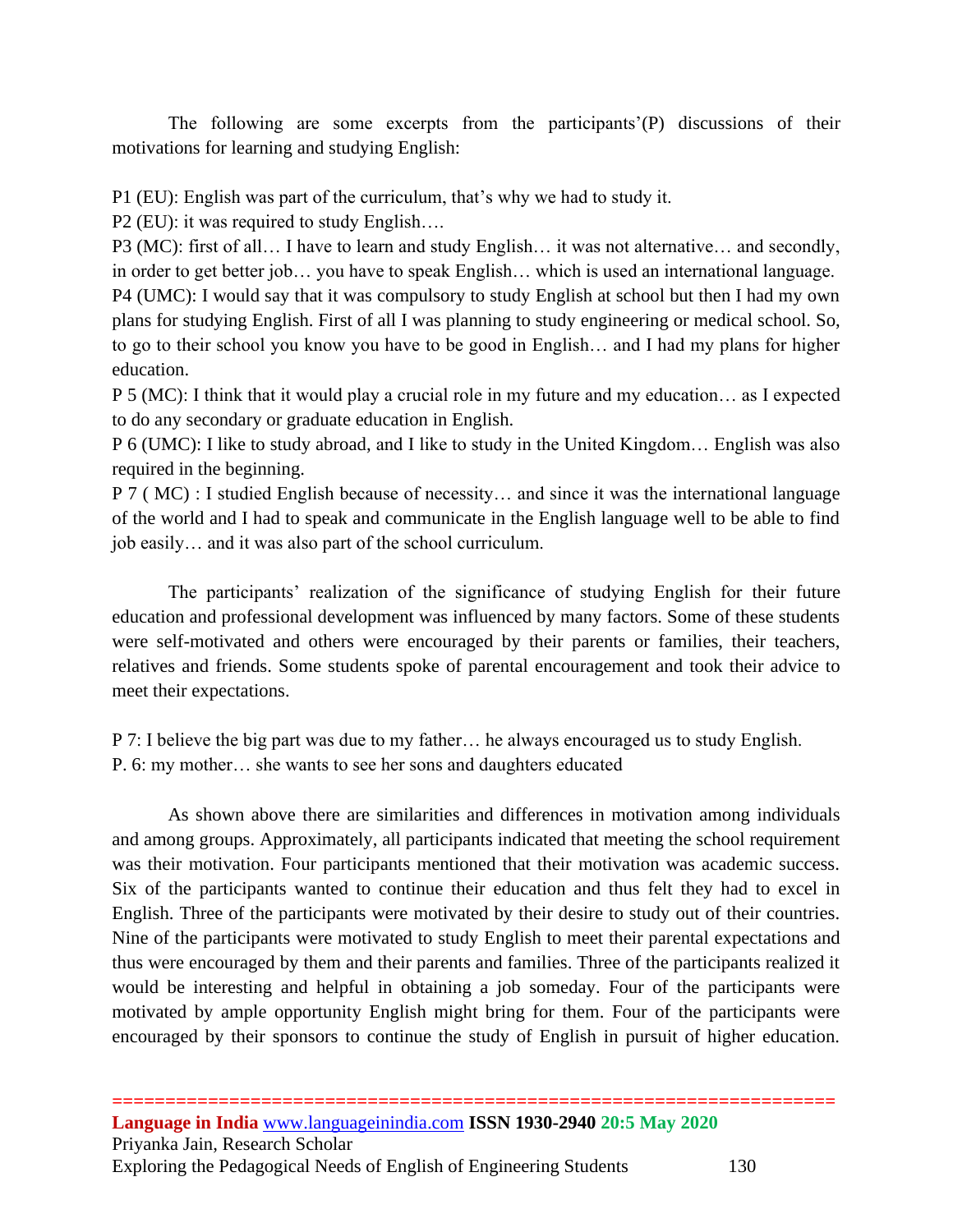The following are some excerpts from the participants'(P) discussions of their motivations for learning and studying English:

P1 (EU): English was part of the curriculum, that's why we had to study it.

P2 (EU): it was required to study English….

P3 (MC): first of all… I have to learn and study English… it was not alternative… and secondly, in order to get better job… you have to speak English… which is used an international language.

P4 (UMC): I would say that it was compulsory to study English at school but then I had my own plans for studying English. First of all I was planning to study engineering or medical school. So, to go to their school you know you have to be good in English… and I had my plans for higher education.

P 5 (MC): I think that it would play a crucial role in my future and my education… as I expected to do any secondary or graduate education in English.

P 6 (UMC): I like to study abroad, and I like to study in the United Kingdom… English was also required in the beginning.

P 7 ( MC) : I studied English because of necessity… and since it was the international language of the world and I had to speak and communicate in the English language well to be able to find job easily… and it was also part of the school curriculum.

The participants' realization of the significance of studying English for their future education and professional development was influenced by many factors. Some of these students were self-motivated and others were encouraged by their parents or families, their teachers, relatives and friends. Some students spoke of parental encouragement and took their advice to meet their expectations.

P 7: I believe the big part was due to my father… he always encouraged us to study English.

P. 6: my mother… she wants to see her sons and daughters educated

As shown above there are similarities and differences in motivation among individuals and among groups. Approximately, all participants indicated that meeting the school requirement was their motivation. Four participants mentioned that their motivation was academic success. Six of the participants wanted to continue their education and thus felt they had to excel in English. Three of the participants were motivated by their desire to study out of their countries. Nine of the participants were motivated to study English to meet their parental expectations and thus were encouraged by them and their parents and families. Three of the participants realized it would be interesting and helpful in obtaining a job someday. Four of the participants were motivated by ample opportunity English might bring for them. Four of the participants were encouraged by their sponsors to continue the study of English in pursuit of higher education.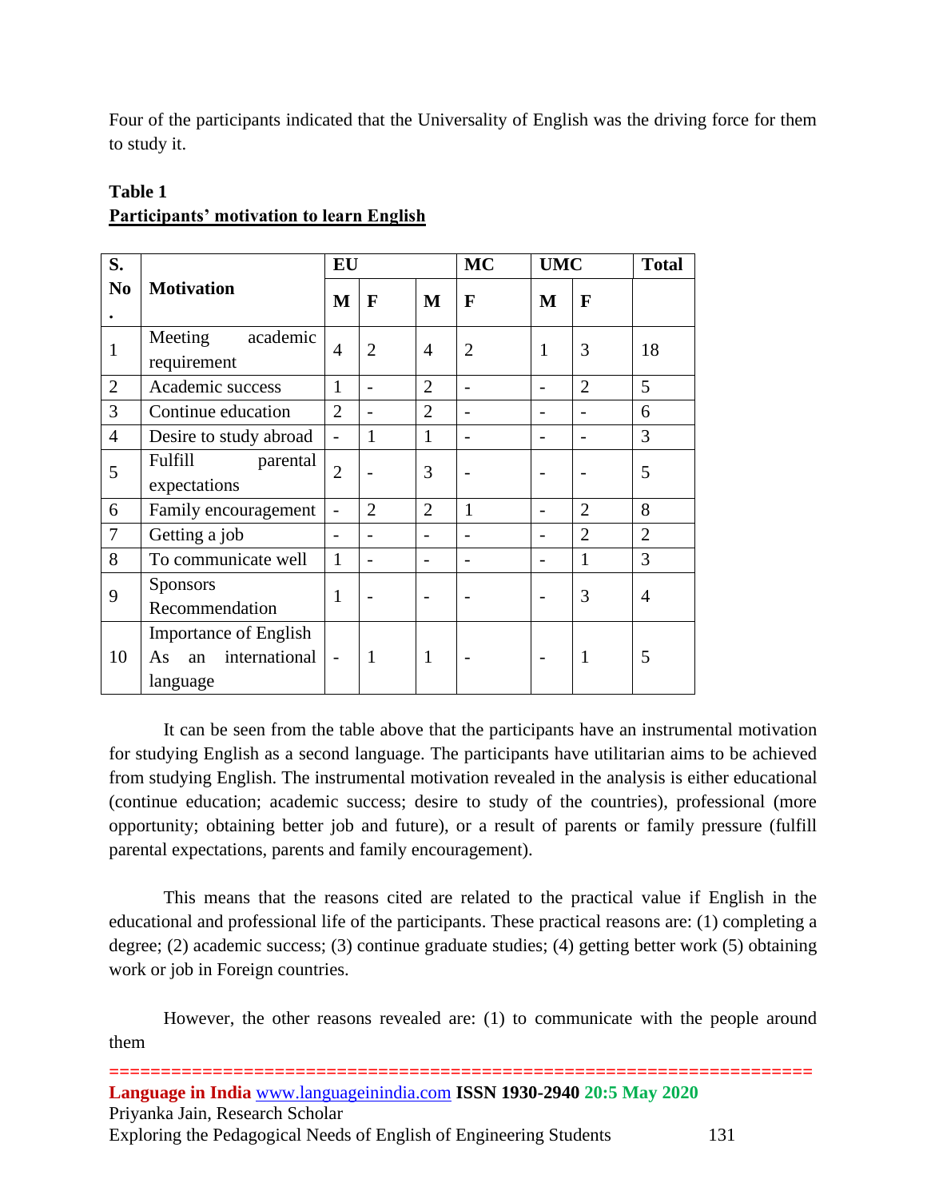Four of the participants indicated that the Universality of English was the driving force for them to study it.

**Table 1**
**Participants' motivation to learn English**

| S. No. | Motivation | EU | | MC | | UMC | | Total |
|---|---|---|---|---|---|---|---|---|
| | | M | F | M | F | M | F | |
| 1 | Meeting academic requirement | 4 | 2 | 4 | 2 | 1 | 3 | 18 |
| 2 | Academic success | 1 | - | 2 | - | - | 2 | 5 |
| 3 | Continue education | 2 | - | 2 | - | - | - | 6 |
| 4 | Desire to study abroad | - | 1 | 1 | - | - | - | 3 |
| 5 | Fulfill parental expectations | 2 | - | 3 | - | - | - | 5 |
| 6 | Family encouragement | - | 2 | 2 | 1 | - | 2 | 8 |
| 7 | Getting a job | - | - | - | - | - | 2 | 2 |
| 8 | To communicate well | 1 | - | - | - | - | 1 | 3 |
| 9 | Sponsors Recommendation | 1 | - | - | - | - | 3 | 4 |
| 10 | Importance of English As an international language | - | 1 | 1 | - | - | 1 | 5 |

It can be seen from the table above that the participants have an instrumental motivation for studying English as a second language. The participants have utilitarian aims to be achieved from studying English. The instrumental motivation revealed in the analysis is either educational (continue education; academic success; desire to study of the countries), professional (more opportunity; obtaining better job and future), or a result of parents or family pressure (fulfill parental expectations, parents and family encouragement).

This means that the reasons cited are related to the practical value if English in the educational and professional life of the participants. These practical reasons are: (1) completing a degree; (2) academic success; (3) continue graduate studies; (4) getting better work (5) obtaining work or job in Foreign countries.

However, the other reasons revealed are: (1) to communicate with the people around them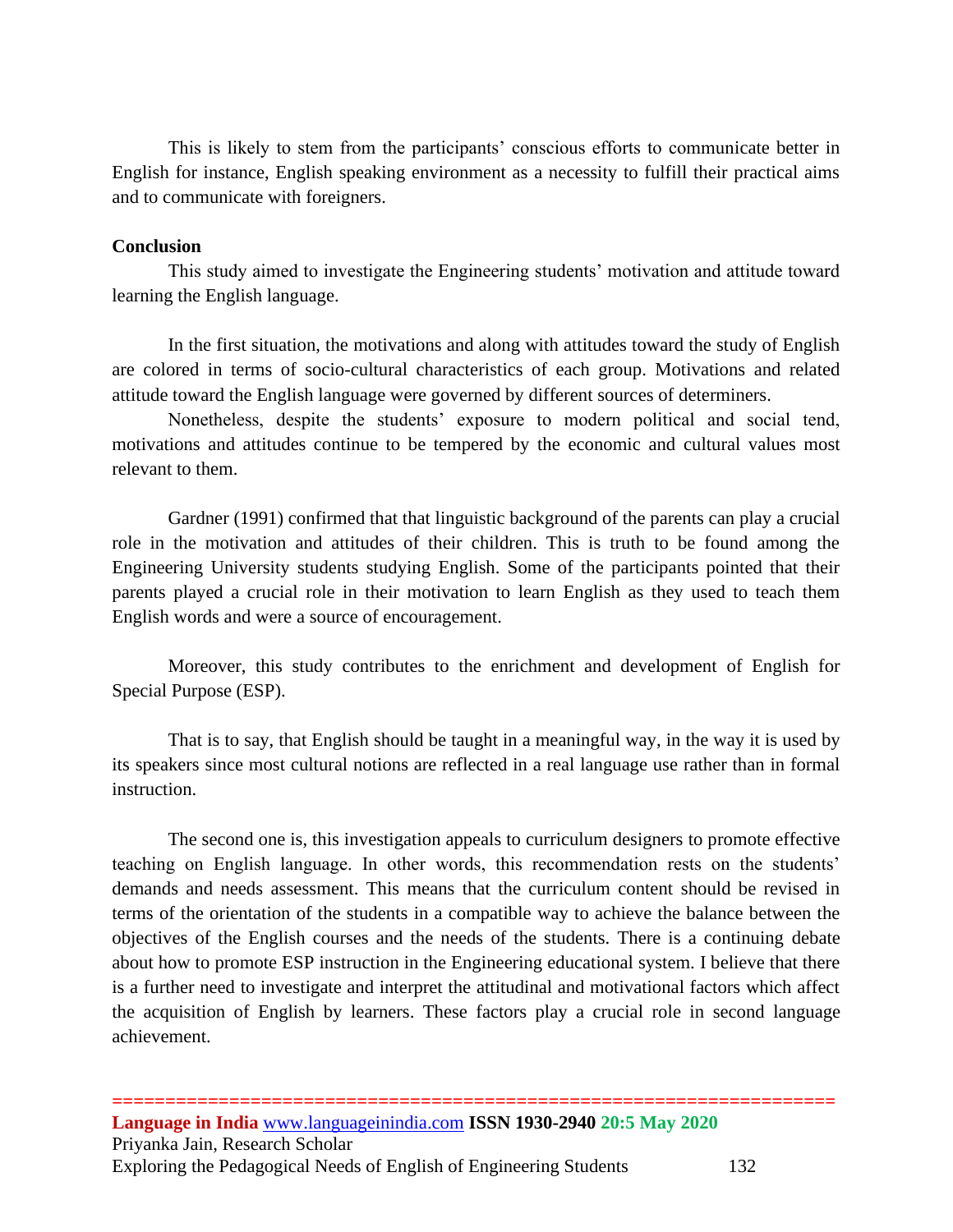This is likely to stem from the participants' conscious efforts to communicate better in English for instance, English speaking environment as a necessity to fulfill their practical aims and to communicate with foreigners.

**Conclusion**

This study aimed to investigate the Engineering students' motivation and attitude toward learning the English language.

In the first situation, the motivations and along with attitudes toward the study of English are colored in terms of socio-cultural characteristics of each group. Motivations and related attitude toward the English language were governed by different sources of determiners.

Nonetheless, despite the students' exposure to modern political and social tend, motivations and attitudes continue to be tempered by the economic and cultural values most relevant to them.

Gardner (1991) confirmed that that linguistic background of the parents can play a crucial role in the motivation and attitudes of their children. This is truth to be found among the Engineering University students studying English. Some of the participants pointed that their parents played a crucial role in their motivation to learn English as they used to teach them English words and were a source of encouragement.

Moreover, this study contributes to the enrichment and development of English for Special Purpose (ESP).

That is to say, that English should be taught in a meaningful way, in the way it is used by its speakers since most cultural notions are reflected in a real language use rather than in formal instruction.

The second one is, this investigation appeals to curriculum designers to promote effective teaching on English language. In other words, this recommendation rests on the students' demands and needs assessment. This means that the curriculum content should be revised in terms of the orientation of the students in a compatible way to achieve the balance between the objectives of the English courses and the needs of the students. There is a continuing debate about how to promote ESP instruction in the Engineering educational system. I believe that there is a further need to investigate and interpret the attitudinal and motivational factors which affect the acquisition of English by learners. These factors play a crucial role in second language achievement.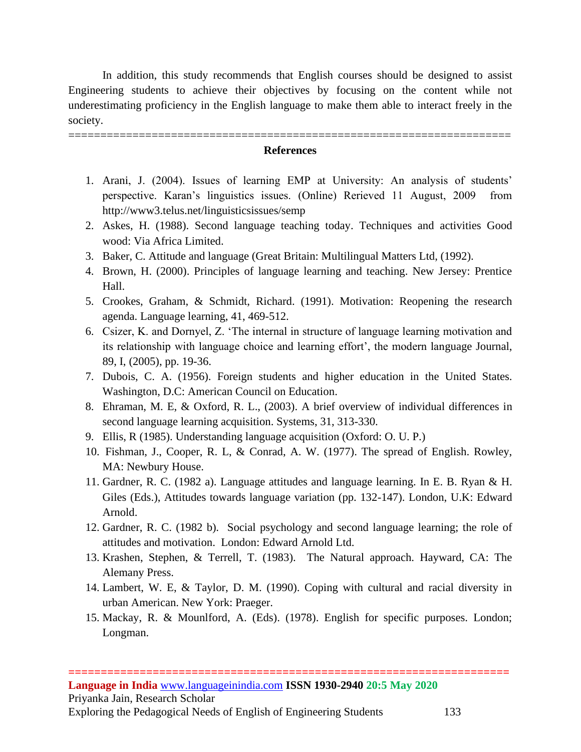In addition, this study recommends that English courses should be designed to assist Engineering students to achieve their objectives by focusing on the content while not underestimating proficiency in the English language to make them able to interact freely in the society.

## References

1. Arani, J. (2004). Issues of learning EMP at University: An analysis of students' perspective. Karan's linguistics issues. (Online) Rerieved 11 August, 2009 from http://www3.telus.net/linguisticsissues/semp
2. Askes, H. (1988). Second language teaching today. Techniques and activities Good wood: Via Africa Limited.
3. Baker, C. Attitude and language (Great Britain: Multilingual Matters Ltd, (1992).
4. Brown, H. (2000). Principles of language learning and teaching. New Jersey: Prentice Hall.
5. Crookes, Graham, & Schmidt, Richard. (1991). Motivation: Reopening the research agenda. Language learning, 41, 469-512.
6. Csizer, K. and Dornyel, Z. 'The internal in structure of language learning motivation and its relationship with language choice and learning effort', the modern language Journal, 89, I, (2005), pp. 19-36.
7. Dubois, C. A. (1956). Foreign students and higher education in the United States. Washington, D.C: American Council on Education.
8. Ehraman, M. E, & Oxford, R. L., (2003). A brief overview of individual differences in second language learning acquisition. Systems, 31, 313-330.
9. Ellis, R (1985). Understanding language acquisition (Oxford: O. U. P.)
10. Fishman, J., Cooper, R. L, & Conrad, A. W. (1977). The spread of English. Rowley, MA: Newbury House.
11. Gardner, R. C. (1982 a). Language attitudes and language learning. In E. B. Ryan & H. Giles (Eds.), Attitudes towards language variation (pp. 132-147). London, U.K: Edward Arnold.
12. Gardner, R. C. (1982 b). Social psychology and second language learning; the role of attitudes and motivation. London: Edward Arnold Ltd.
13. Krashen, Stephen, & Terrell, T. (1983). The Natural approach. Hayward, CA: The Alemany Press.
14. Lambert, W. E, & Taylor, D. M. (1990). Coping with cultural and racial diversity in urban American. New York: Praeger.
15. Mackay, R. & Mounlford, A. (Eds). (1978). English for specific purposes. London; Longman.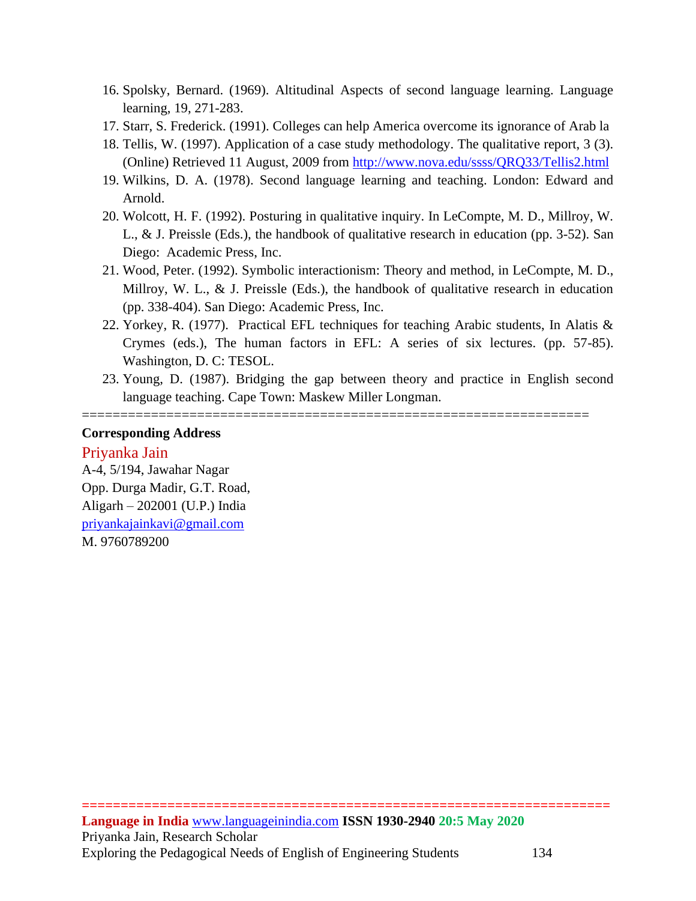16. Spolsky, Bernard. (1969). Altitudinal Aspects of second language learning. Language learning, 19, 271-283.
17. Starr, S. Frederick. (1991). Colleges can help America overcome its ignorance of Arab la
18. Tellis, W. (1997). Application of a case study methodology. The qualitative report, 3 (3). (Online) Retrieved 11 August, 2009 from http://www.nova.edu/ssss/QRQ33/Tellis2.html
19. Wilkins, D. A. (1978). Second language learning and teaching. London: Edward and Arnold.
20. Wolcott, H. F. (1992). Posturing in qualitative inquiry. In LeCompte, M. D., Millroy, W. L., & J. Preissle (Eds.), the handbook of qualitative research in education (pp. 3-52). San Diego: Academic Press, Inc.
21. Wood, Peter. (1992). Symbolic interactionism: Theory and method, in LeCompte, M. D., Millroy, W. L., & J. Preissle (Eds.), the handbook of qualitative research in education (pp. 338-404). San Diego: Academic Press, Inc.
22. Yorkey, R. (1977). Practical EFL techniques for teaching Arabic students, In Alatis & Crymes (eds.), The human factors in EFL: A series of six lectures. (pp. 57-85). Washington, D. C: TESOL.
23. Young, D. (1987). Bridging the gap between theory and practice in English second language teaching. Cape Town: Maskew Miller Longman.

==================================================================

**Corresponding Address**

Priyanka Jain
A-4, 5/194, Jawahar Nagar
Opp. Durga Madir, G.T. Road,
Aligarh – 202001 (U.P.) India
priyankajainkavi@gmail.com
M. 9760789200